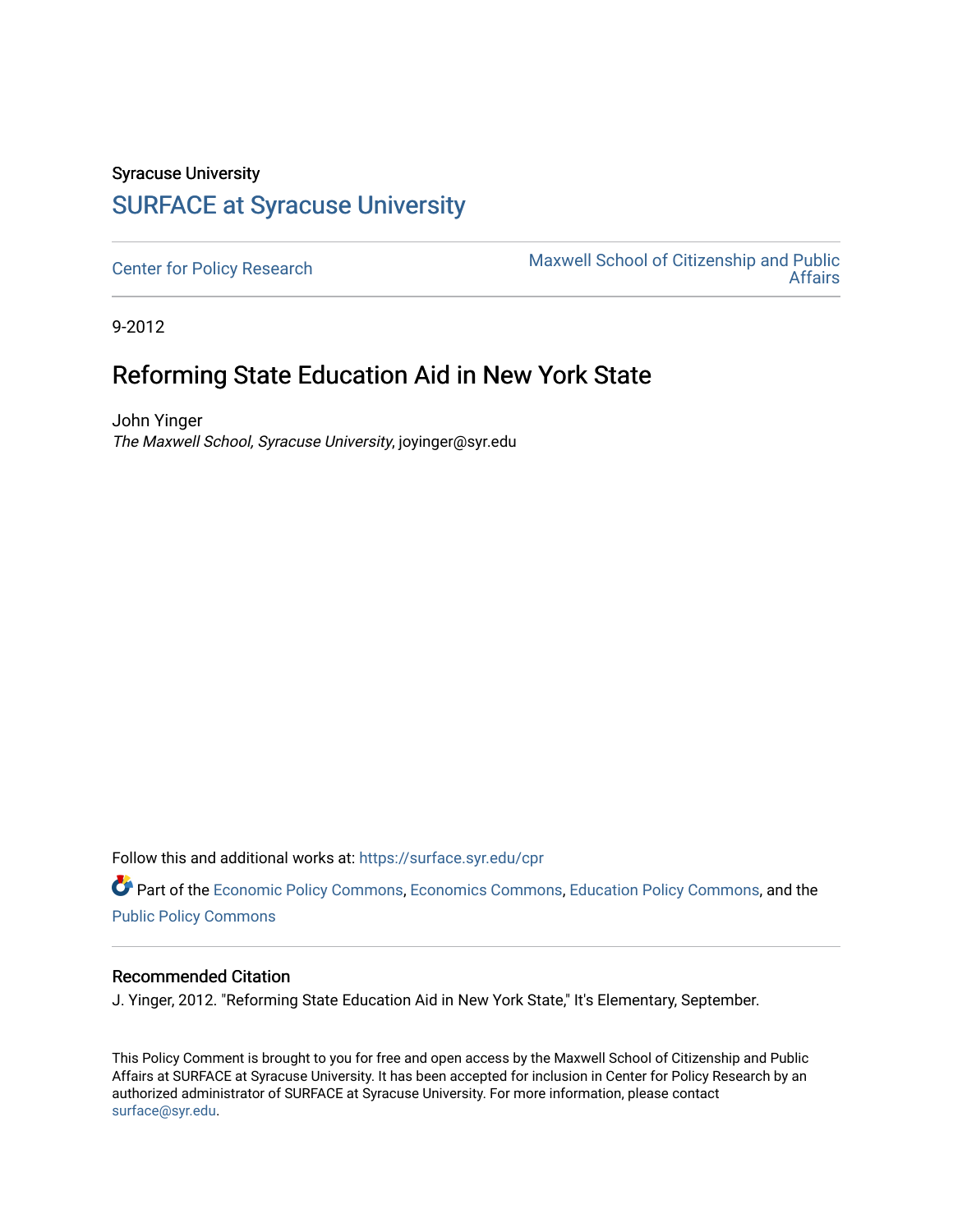Syracuse University

## SURFACE at Syracuse University

Center for Policy Research

Maxwell School of Citizenship and Public Affairs

9-2012

# Reforming State Education Aid in New York State

John Yinger

*The Maxwell School, Syracuse University*, joyinger@syr.edu

Follow this and additional works at: https://surface.syr.edu/cpr

Part of the Economic Policy Commons, Economics Commons, Education Policy Commons, and the Public Policy Commons

### Recommended Citation

J. Yinger, 2012. "Reforming State Education Aid in New York State," It's Elementary, September.

This Policy Comment is brought to you for free and open access by the Maxwell School of Citizenship and Public Affairs at SURFACE at Syracuse University. It has been accepted for inclusion in Center for Policy Research by an authorized administrator of SURFACE at Syracuse University. For more information, please contact surface@syr.edu.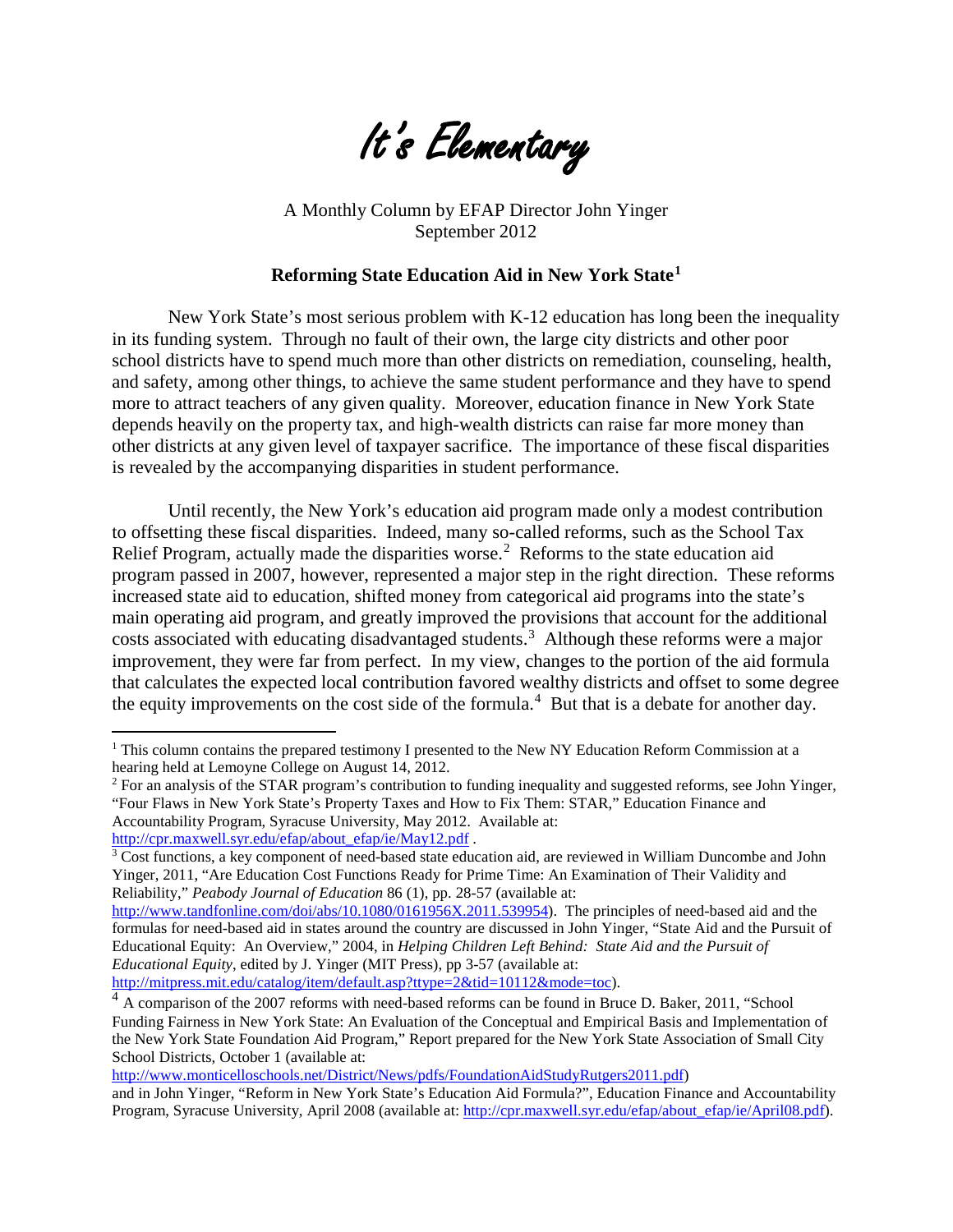# It's Elementary

A Monthly Column by EFAP Director John Yinger
September 2012

**Reforming State Education Aid in New York State**[1]

New York State's most serious problem with K-12 education has long been the inequality in its funding system. Through no fault of their own, the large city districts and other poor school districts have to spend much more than other districts on remediation, counseling, health, and safety, among other things, to achieve the same student performance and they have to spend more to attract teachers of any given quality. Moreover, education finance in New York State depends heavily on the property tax, and high-wealth districts can raise far more money than other districts at any given level of taxpayer sacrifice. The importance of these fiscal disparities is revealed by the accompanying disparities in student performance.

Until recently, the New York's education aid program made only a modest contribution to offsetting these fiscal disparities. Indeed, many so-called reforms, such as the School Tax Relief Program, actually made the disparities worse.[2] Reforms to the state education aid program passed in 2007, however, represented a major step in the right direction. These reforms increased state aid to education, shifted money from categorical aid programs into the state's main operating aid program, and greatly improved the provisions that account for the additional costs associated with educating disadvantaged students.[3] Although these reforms were a major improvement, they were far from perfect. In my view, changes to the portion of the aid formula that calculates the expected local contribution favored wealthy districts and offset to some degree the equity improvements on the cost side of the formula.[4] But that is a debate for another day.

---

[1] This column contains the prepared testimony I presented to the New NY Education Reform Commission at a hearing held at Lemoyne College on August 14, 2012.

[2] For an analysis of the STAR program's contribution to funding inequality and suggested reforms, see John Yinger, "Four Flaws in New York State's Property Taxes and How to Fix Them: STAR," Education Finance and Accountability Program, Syracuse University, May 2012. Available at: http://cpr.maxwell.syr.edu/efap/about_efap/ie/May12.pdf .

[3] Cost functions, a key component of need-based state education aid, are reviewed in William Duncombe and John Yinger, 2011, "Are Education Cost Functions Ready for Prime Time: An Examination of Their Validity and Reliability," *Peabody Journal of Education* 86 (1), pp. 28-57 (available at: http://www.tandfonline.com/doi/abs/10.1080/0161956X.2011.539954). The principles of need-based aid and the formulas for need-based aid in states around the country are discussed in John Yinger, "State Aid and the Pursuit of Educational Equity: An Overview," 2004, in *Helping Children Left Behind: State Aid and the Pursuit of Educational Equity*, edited by J. Yinger (MIT Press), pp 3-57 (available at: http://mitpress.mit.edu/catalog/item/default.asp?ttype=2&tid=10112&mode=toc).

[4] A comparison of the 2007 reforms with need-based reforms can be found in Bruce D. Baker, 2011, "School Funding Fairness in New York State: An Evaluation of the Conceptual and Empirical Basis and Implementation of the New York State Foundation Aid Program," Report prepared for the New York State Association of Small City School Districts, October 1 (available at: http://www.monticelloschools.net/District/News/pdfs/FoundationAidStudyRutgers2011.pdf) and in John Yinger, "Reform in New York State's Education Aid Formula?", Education Finance and Accountability Program, Syracuse University, April 2008 (available at: http://cpr.maxwell.syr.edu/efap/about_efap/ie/April08.pdf).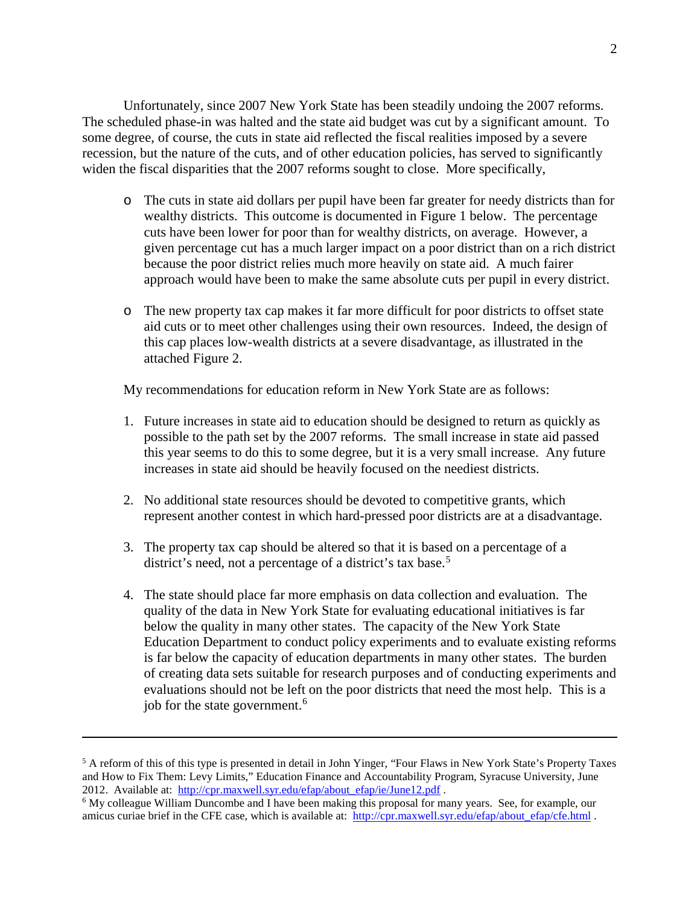Unfortunately, since 2007 New York State has been steadily undoing the 2007 reforms. The scheduled phase-in was halted and the state aid budget was cut by a significant amount. To some degree, of course, the cuts in state aid reflected the fiscal realities imposed by a severe recession, but the nature of the cuts, and of other education policies, has served to significantly widen the fiscal disparities that the 2007 reforms sought to close. More specifically,

- The cuts in state aid dollars per pupil have been far greater for needy districts than for wealthy districts. This outcome is documented in Figure 1 below. The percentage cuts have been lower for poor than for wealthy districts, on average. However, a given percentage cut has a much larger impact on a poor district than on a rich district because the poor district relies much more heavily on state aid. A much fairer approach would have been to make the same absolute cuts per pupil in every district.

- The new property tax cap makes it far more difficult for poor districts to offset state aid cuts or to meet other challenges using their own resources. Indeed, the design of this cap places low-wealth districts at a severe disadvantage, as illustrated in the attached Figure 2.

My recommendations for education reform in New York State are as follows:

1. Future increases in state aid to education should be designed to return as quickly as possible to the path set by the 2007 reforms. The small increase in state aid passed this year seems to do this to some degree, but it is a very small increase. Any future increases in state aid should be heavily focused on the neediest districts.

2. No additional state resources should be devoted to competitive grants, which represent another contest in which hard-pressed poor districts are at a disadvantage.

3. The property tax cap should be altered so that it is based on a percentage of a district's need, not a percentage of a district's tax base.[5]

4. The state should place far more emphasis on data collection and evaluation. The quality of the data in New York State for evaluating educational initiatives is far below the quality in many other states. The capacity of the New York State Education Department to conduct policy experiments and to evaluate existing reforms is far below the capacity of education departments in many other states. The burden of creating data sets suitable for research purposes and of conducting experiments and evaluations should not be left on the poor districts that need the most help. This is a job for the state government.[6]

---

[5] A reform of this of this type is presented in detail in John Yinger, "Four Flaws in New York State's Property Taxes and How to Fix Them: Levy Limits," Education Finance and Accountability Program, Syracuse University, June 2012. Available at: http://cpr.maxwell.syr.edu/efap/about_efap/ie/June12.pdf .

[6] My colleague William Duncombe and I have been making this proposal for many years. See, for example, our amicus curiae brief in the CFE case, which is available at: http://cpr.maxwell.syr.edu/efap/about_efap/cfe.html .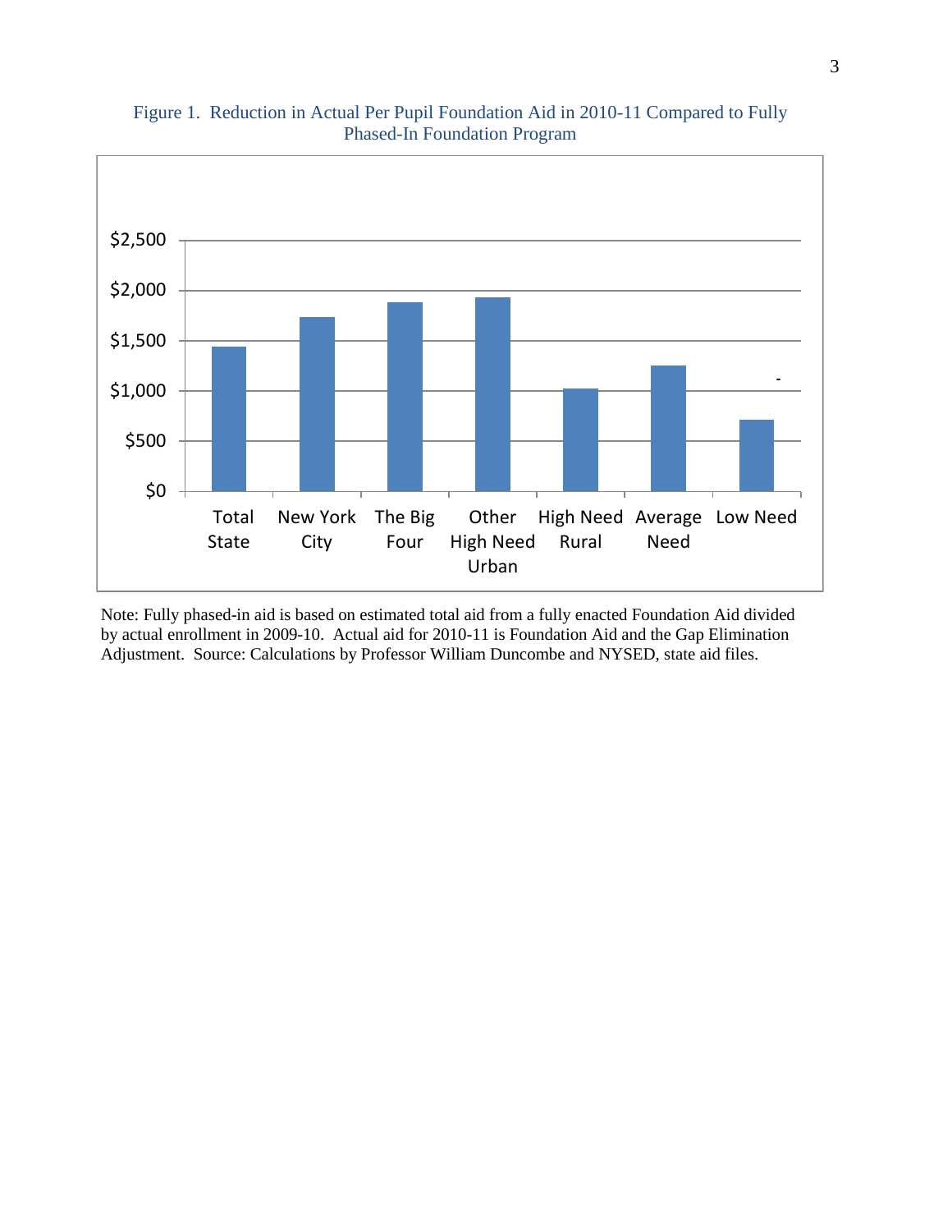Figure 1. Reduction in Actual Per Pupil Foundation Aid in 2010-11 Compared to Fully Phased-In Foundation Program

Note: Fully phased-in aid is based on estimated total aid from a fully enacted Foundation Aid divided by actual enrollment in 2009-10. Actual aid for 2010-11 is Foundation Aid and the Gap Elimination Adjustment. Source: Calculations by Professor William Duncombe and NYSED, state aid files.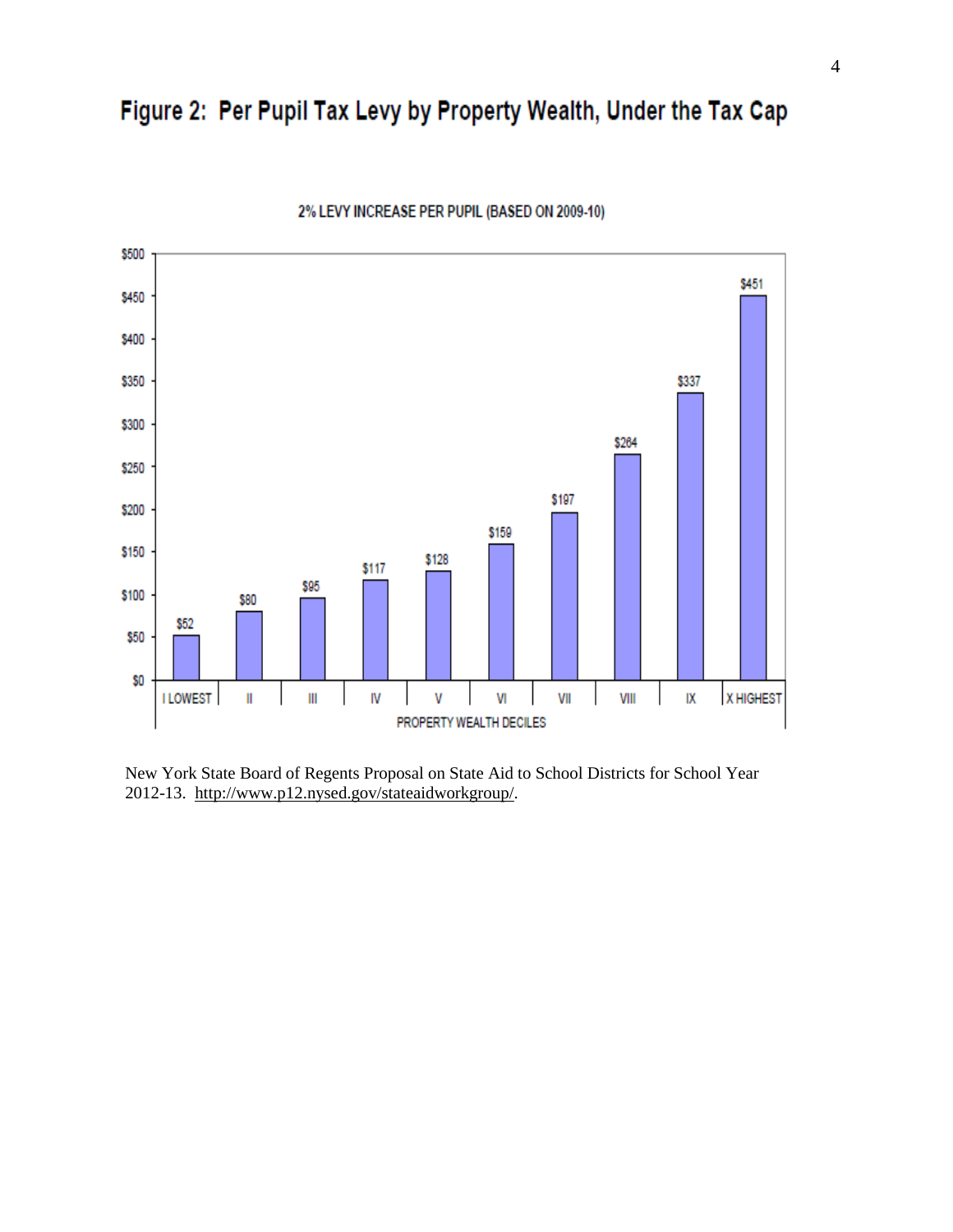# Figure 2: Per Pupil Tax Levy by Property Wealth, Under the Tax Cap

2% LEVY INCREASE PER PUPIL (BASED ON 2009-10)

$500
$450
$400
$350
$300
$250
$200
$150
$100
$50
$0

$52
$80
$95
$117
$128
$159
$197
$264
$337
$451

I LOWEST
II
III
IV
V
VI
VII
VIII
IX
X HIGHEST

PROPERTY WEALTH DECILES

New York State Board of Regents Proposal on State Aid to School Districts for School Year 2012-13. http://www.p12.nysed.gov/stateaidworkgroup/.